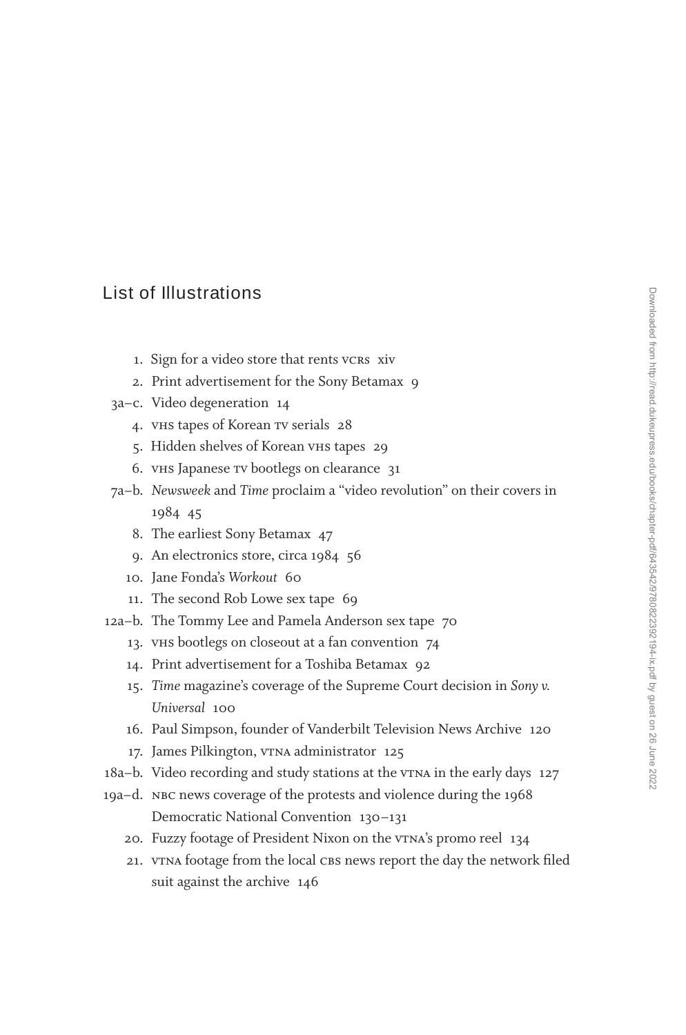# List of Illustrations

1. Sign for a video store that rents VCRS xiv
2. Print advertisement for the Sony Betamax 9

3a–c. Video degeneration 14

4. VHS tapes of Korean TV serials 28
5. Hidden shelves of Korean VHS tapes 29
6. VHS Japanese TV bootlegs on clearance 31

7a–b. *Newsweek* and *Time* proclaim a "video revolution" on their covers in 1984 45

8. The earliest Sony Betamax 47
9. An electronics store, circa 1984 56
10. Jane Fonda's *Workout* 60
11. The second Rob Lowe sex tape 69

12a–b. The Tommy Lee and Pamela Anderson sex tape 70

13. VHS bootlegs on closeout at a fan convention 74
14. Print advertisement for a Toshiba Betamax 92
15. *Time* magazine's coverage of the Supreme Court decision in *Sony v. Universal* 100
16. Paul Simpson, founder of Vanderbilt Television News Archive 120
17. James Pilkington, VTNA administrator 125

18a–b. Video recording and study stations at the VTNA in the early days 127

19a–d. NBC news coverage of the protests and violence during the 1968 Democratic National Convention 130–131

20. Fuzzy footage of President Nixon on the VTNA's promo reel 134
21. VTNA footage from the local CBS news report the day the network filed suit against the archive 146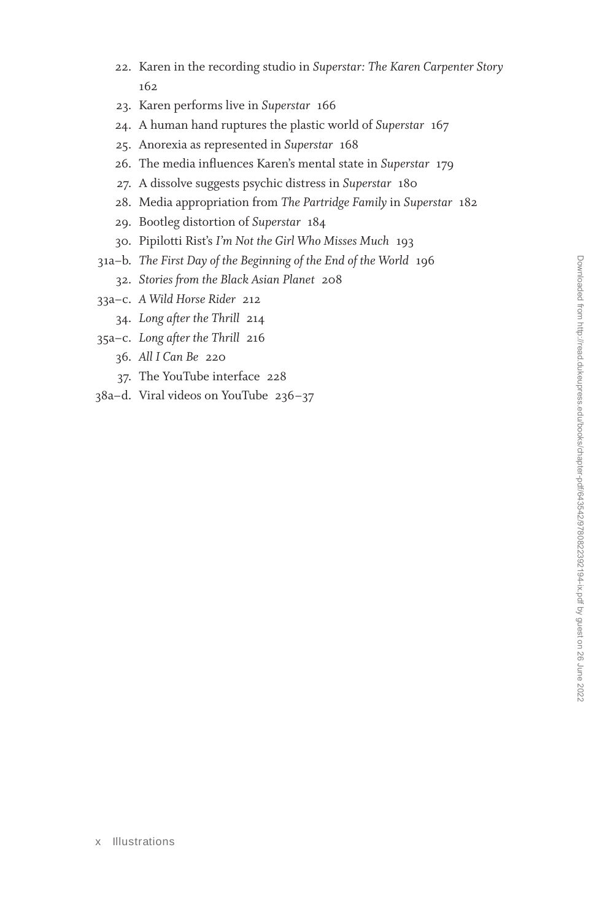22. Karen in the recording studio in *Superstar: The Karen Carpenter Story* 162
23. Karen performs live in *Superstar* 166
24. A human hand ruptures the plastic world of *Superstar* 167
25. Anorexia as represented in *Superstar* 168
26. The media influences Karen's mental state in *Superstar* 179
27. A dissolve suggests psychic distress in *Superstar* 180
28. Media appropriation from *The Partridge Family* in *Superstar* 182
29. Bootleg distortion of *Superstar* 184
30. Pipilotti Rist's *I'm Not the Girl Who Misses Much* 193

31a–b. *The First Day of the Beginning of the End of the World* 196

32. *Stories from the Black Asian Planet* 208

33a–c. *A Wild Horse Rider* 212

34. *Long after the Thrill* 214

35a–c. *Long after the Thrill* 216

36. *All I Can Be* 220
37. The YouTube interface 228

38a–d. Viral videos on YouTube 236–37